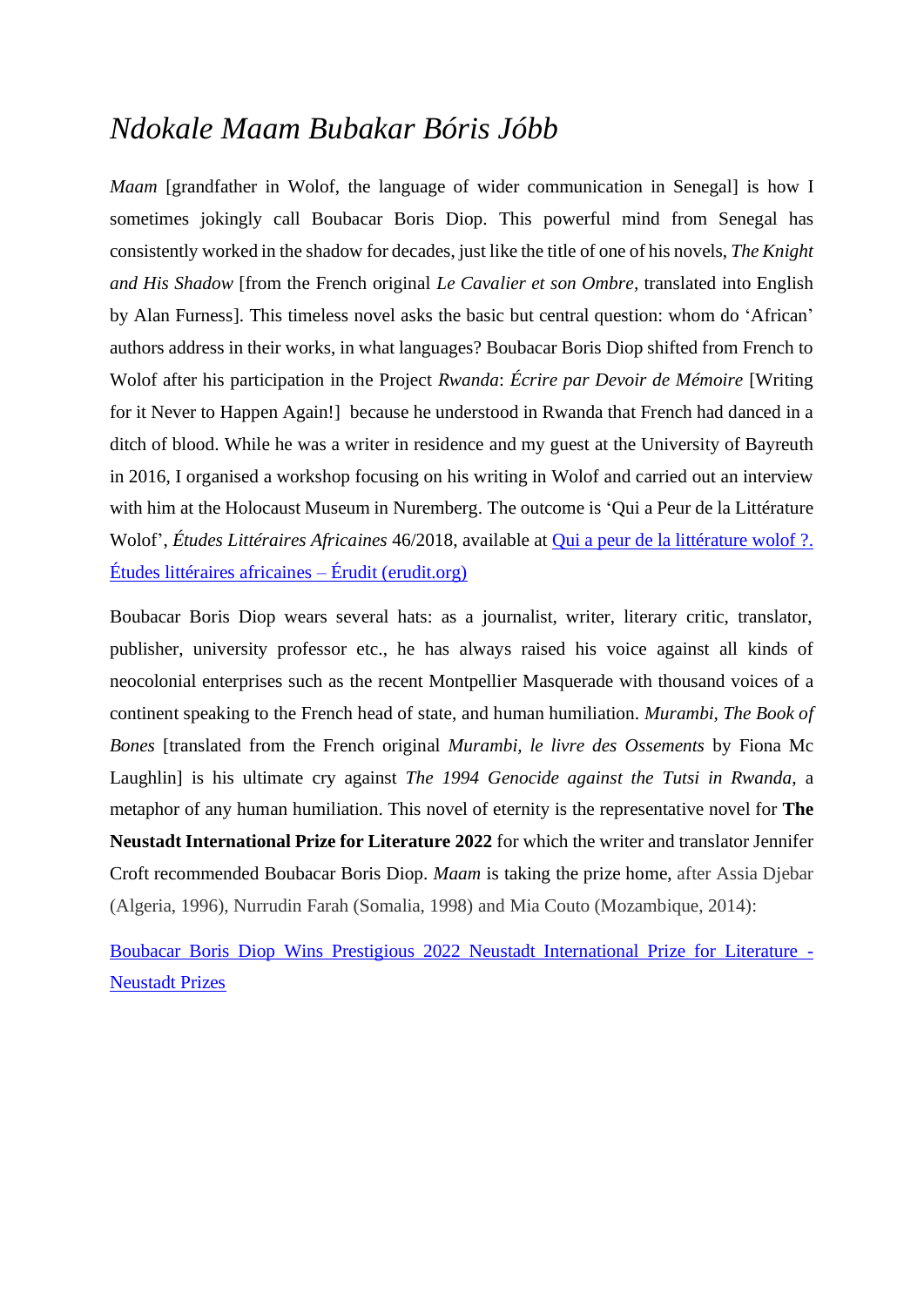# *Ndokale Maam Bubakar Bóris Jóbb*

*Maam* [grandfather in Wolof, the language of wider communication in Senegal] is how I sometimes jokingly call Boubacar Boris Diop. This powerful mind from Senegal has consistently worked in the shadow for decades, just like the title of one of his novels, *The Knight and His Shadow* [from the French original *Le Cavalier et son Ombre*, translated into English by Alan Furness]. This timeless novel asks the basic but central question: whom do 'African' authors address in their works, in what languages? Boubacar Boris Diop shifted from French to Wolof after his participation in the Project *Rwanda*: *Écrire par Devoir de Mémoire* [Writing for it Never to Happen Again!] because he understood in Rwanda that French had danced in a ditch of blood. While he was a writer in residence and my guest at the University of Bayreuth in 2016, I organised a workshop focusing on his writing in Wolof and carried out an interview with him at the Holocaust Museum in Nuremberg. The outcome is 'Qui a Peur de la Littérature Wolof', *Études Littéraires Africaines* 46/2018, available at [Qui a peur de la littérature wolof ?. Études littéraires africaines – Érudit (erudit.org)]()

Boubacar Boris Diop wears several hats: as a journalist, writer, literary critic, translator, publisher, university professor etc., he has always raised his voice against all kinds of neocolonial enterprises such as the recent Montpellier Masquerade with thousand voices of a continent speaking to the French head of state, and human humiliation. *Murambi, The Book of Bones* [translated from the French original *Murambi, le livre des Ossements* by Fiona Mc Laughlin] is his ultimate cry against *The 1994 Genocide against the Tutsi in Rwanda*, a metaphor of any human humiliation. This novel of eternity is the representative novel for **The Neustadt International Prize for Literature 2022** for which the writer and translator Jennifer Croft recommended Boubacar Boris Diop. *Maam* is taking the prize home, after Assia Djebar (Algeria, 1996), Nurrudin Farah (Somalia, 1998) and Mia Couto (Mozambique, 2014):

[Boubacar Boris Diop Wins Prestigious 2022 Neustadt International Prize for Literature - Neustadt Prizes]()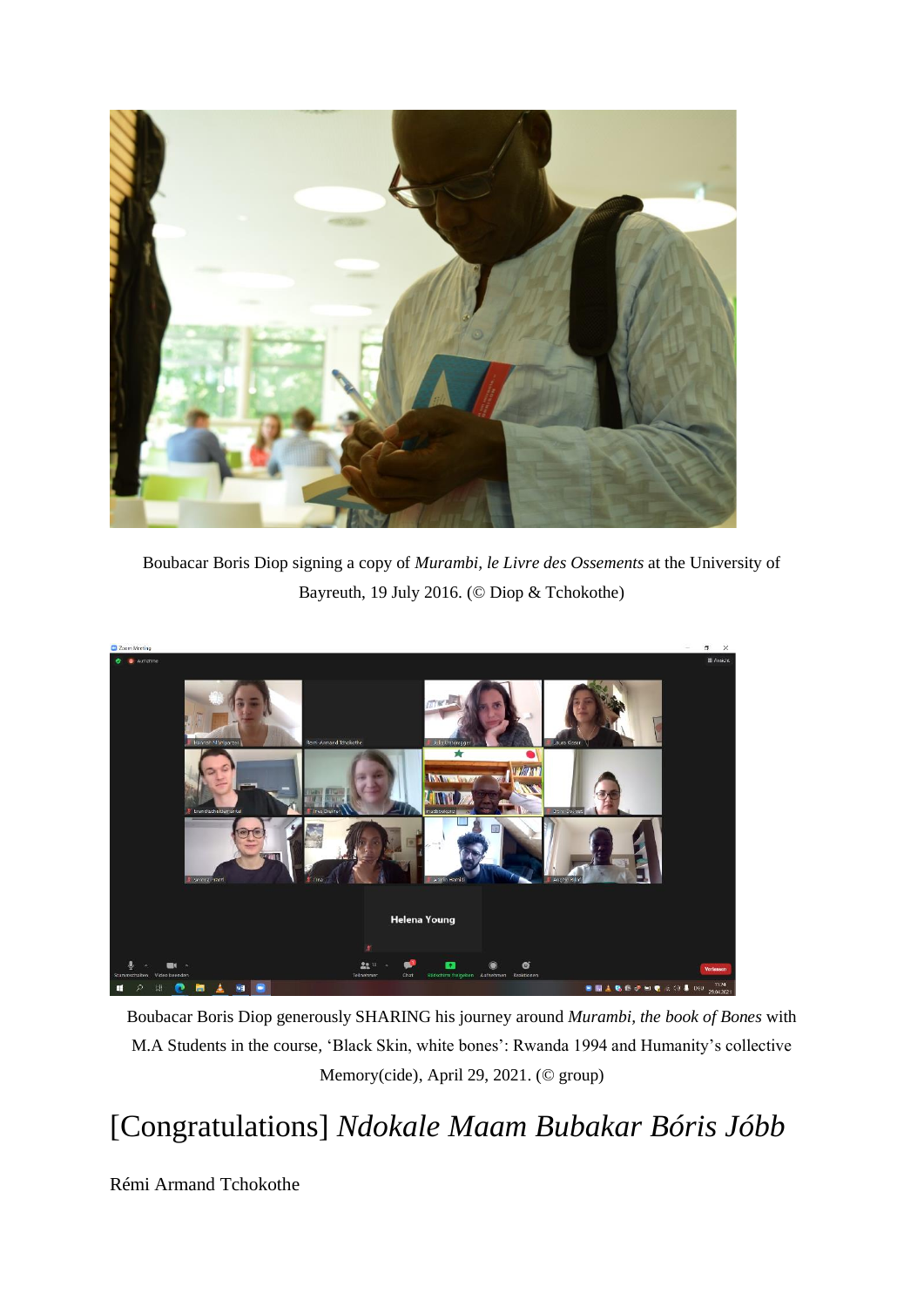Boubacar Boris Diop signing a copy of *Murambi, le Livre des Ossements* at the University of Bayreuth, 19 July 2016. (© Diop & Tchokothe)

Boubacar Boris Diop generously SHARING his journey around *Murambi, the book of Bones* with M.A Students in the course, 'Black Skin, white bones': Rwanda 1994 and Humanity's collective Memory(cide), April 29, 2021. (© group)

# [Congratulations] *Ndokale Maam Bubakar Bóris Jóbb*

Rémi Armand Tchokothe